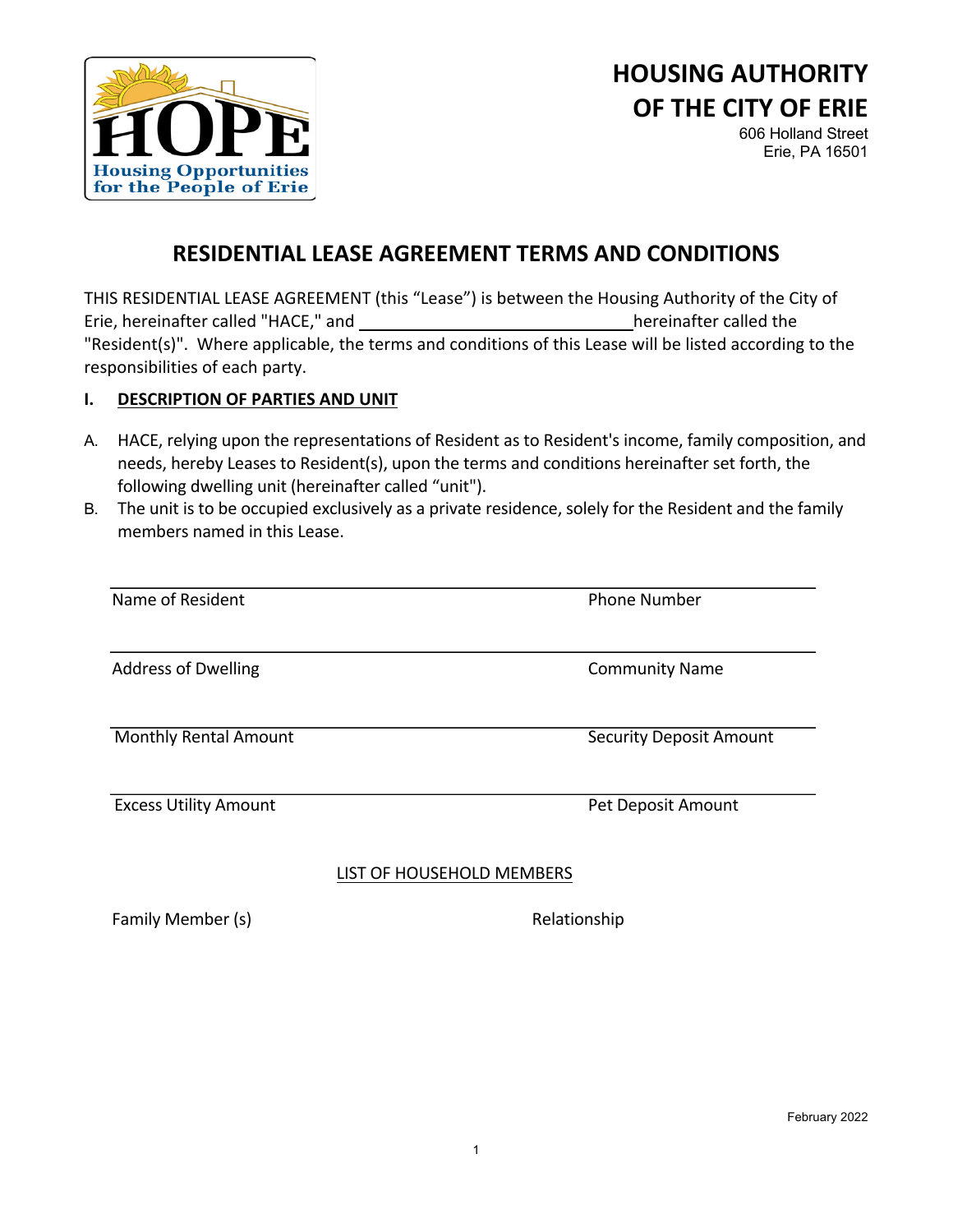HOPE
Housing Opportunities for the People of Erie

# HOUSING AUTHORITY OF THE CITY OF ERIE

606 Holland Street
Erie, PA 16501

## RESIDENTIAL LEASE AGREEMENT TERMS AND CONDITIONS

THIS RESIDENTIAL LEASE AGREEMENT (this "Lease") is between the Housing Authority of the City of Erie, hereinafter called "HACE," and ______________________________ hereinafter called the "Resident(s)". Where applicable, the terms and conditions of this Lease will be listed according to the responsibilities of each party.

### I. DESCRIPTION OF PARTIES AND UNIT

A. HACE, relying upon the representations of Resident as to Resident's income, family composition, and needs, hereby Leases to Resident(s), upon the terms and conditions hereinafter set forth, the following dwelling unit (hereinafter called "unit").

B. The unit is to be occupied exclusively as a private residence, solely for the Resident and the family members named in this Lease.

| | |
|---|---|
| Name of Resident | Phone Number |
| Address of Dwelling | Community Name |
| Monthly Rental Amount | Security Deposit Amount |
| Excess Utility Amount | Pet Deposit Amount |

LIST OF HOUSEHOLD MEMBERS

| Family Member (s) | Relationship |
|---|---|
| | |

February 2022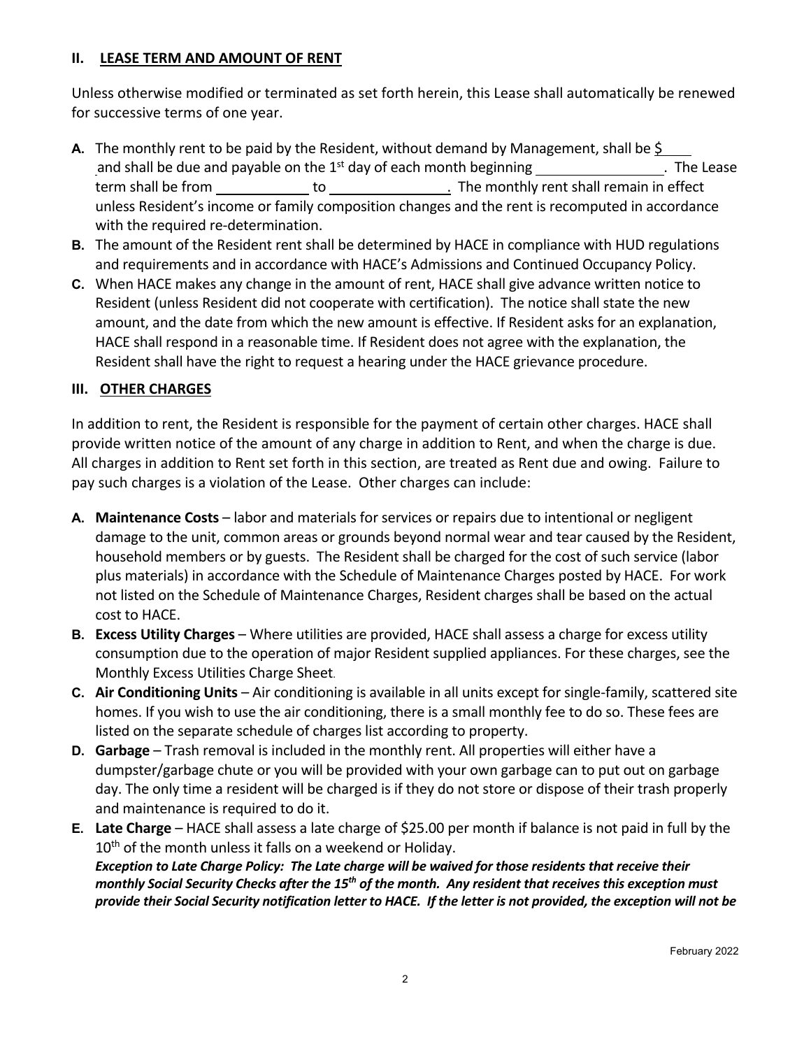## II. LEASE TERM AND AMOUNT OF RENT

Unless otherwise modified or terminated as set forth herein, this Lease shall automatically be renewed for successive terms of one year.

**A.** The monthly rent to be paid by the Resident, without demand by Management, shall be $\_\_\_\_ and shall be due and payable on the 1st day of each month beginning \_\_\_\_\_\_\_\_\_\_\_\_\_\_\_\_. The Lease term shall be from \_\_\_\_\_\_\_\_\_\_\_\_ to \_\_\_\_\_\_\_\_\_\_\_\_\_\_\_. The monthly rent shall remain in effect unless Resident's income or family composition changes and the rent is recomputed in accordance with the required re-determination.

**B.** The amount of the Resident rent shall be determined by HACE in compliance with HUD regulations and requirements and in accordance with HACE's Admissions and Continued Occupancy Policy.

**C.** When HACE makes any change in the amount of rent, HACE shall give advance written notice to Resident (unless Resident did not cooperate with certification). The notice shall state the new amount, and the date from which the new amount is effective. If Resident asks for an explanation, HACE shall respond in a reasonable time. If Resident does not agree with the explanation, the Resident shall have the right to request a hearing under the HACE grievance procedure.

## III. OTHER CHARGES

In addition to rent, the Resident is responsible for the payment of certain other charges. HACE shall provide written notice of the amount of any charge in addition to Rent, and when the charge is due. All charges in addition to Rent set forth in this section, are treated as Rent due and owing. Failure to pay such charges is a violation of the Lease. Other charges can include:

**A. Maintenance Costs** – labor and materials for services or repairs due to intentional or negligent damage to the unit, common areas or grounds beyond normal wear and tear caused by the Resident, household members or by guests. The Resident shall be charged for the cost of such service (labor plus materials) in accordance with the Schedule of Maintenance Charges posted by HACE. For work not listed on the Schedule of Maintenance Charges, Resident charges shall be based on the actual cost to HACE.

**B. Excess Utility Charges** – Where utilities are provided, HACE shall assess a charge for excess utility consumption due to the operation of major Resident supplied appliances. For these charges, see the Monthly Excess Utilities Charge Sheet.

**C. Air Conditioning Units** – Air conditioning is available in all units except for single-family, scattered site homes. If you wish to use the air conditioning, there is a small monthly fee to do so. These fees are listed on the separate schedule of charges list according to property.

**D. Garbage** – Trash removal is included in the monthly rent. All properties will either have a dumpster/garbage chute or you will be provided with your own garbage can to put out on garbage day. The only time a resident will be charged is if they do not store or dispose of their trash properly and maintenance is required to do it.

**E. Late Charge** – HACE shall assess a late charge of $25.00 per month if balance is not paid in full by the 10th of the month unless it falls on a weekend or Holiday.
***Exception to Late Charge Policy: The Late charge will be waived for those residents that receive their monthly Social Security Checks after the 15th of the month. Any resident that receives this exception must provide their Social Security notification letter to HACE. If the letter is not provided, the exception will not be***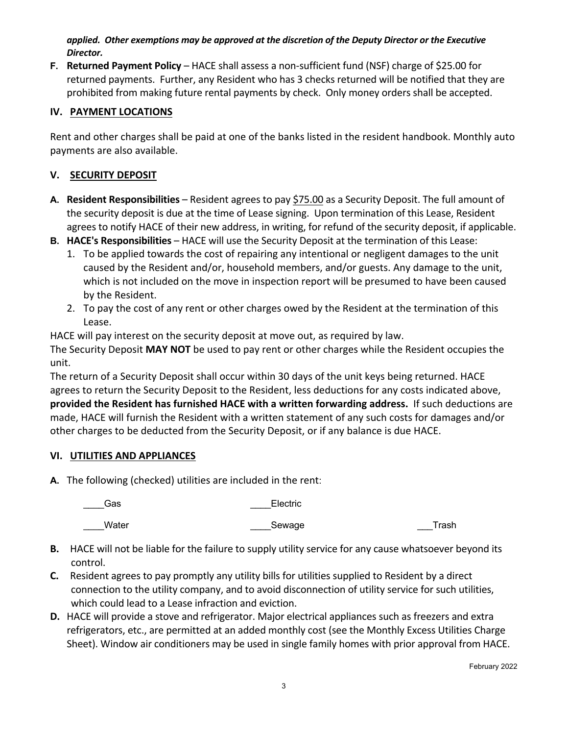***applied. Other exemptions may be approved at the discretion of the Deputy Director or the Executive Director.***

**F. Returned Payment Policy** – HACE shall assess a non-sufficient fund (NSF) charge of $25.00 for returned payments. Further, any Resident who has 3 checks returned will be notified that they are prohibited from making future rental payments by check. Only money orders shall be accepted.

## IV. PAYMENT LOCATIONS

Rent and other charges shall be paid at one of the banks listed in the resident handbook. Monthly auto payments are also available.

## V. SECURITY DEPOSIT

**A. Resident Responsibilities** – Resident agrees to pay <u>$75.00</u> as a Security Deposit. The full amount of the security deposit is due at the time of Lease signing. Upon termination of this Lease, Resident agrees to notify HACE of their new address, in writing, for refund of the security deposit, if applicable.

**B. HACE's Responsibilities** – HACE will use the Security Deposit at the termination of this Lease:

1. To be applied towards the cost of repairing any intentional or negligent damages to the unit caused by the Resident and/or, household members, and/or guests. Any damage to the unit, which is not included on the move in inspection report will be presumed to have been caused by the Resident.
2. To pay the cost of any rent or other charges owed by the Resident at the termination of this Lease.

HACE will pay interest on the security deposit at move out, as required by law.

The Security Deposit **MAY NOT** be used to pay rent or other charges while the Resident occupies the unit.

The return of a Security Deposit shall occur within 30 days of the unit keys being returned. HACE agrees to return the Security Deposit to the Resident, less deductions for any costs indicated above, **provided the Resident has furnished HACE with a written forwarding address.** If such deductions are made, HACE will furnish the Resident with a written statement of any such costs for damages and/or other charges to be deducted from the Security Deposit, or if any balance is due HACE.

## VI. UTILITIES AND APPLIANCES

**A.** The following (checked) utilities are included in the rent:

____Gas ____Electric

____Water ____Sewage ___Trash

**B.** HACE will not be liable for the failure to supply utility service for any cause whatsoever beyond its control.

**C.** Resident agrees to pay promptly any utility bills for utilities supplied to Resident by a direct connection to the utility company, and to avoid disconnection of utility service for such utilities, which could lead to a Lease infraction and eviction.

**D.** HACE will provide a stove and refrigerator. Major electrical appliances such as freezers and extra refrigerators, etc., are permitted at an added monthly cost (see the Monthly Excess Utilities Charge Sheet). Window air conditioners may be used in single family homes with prior approval from HACE.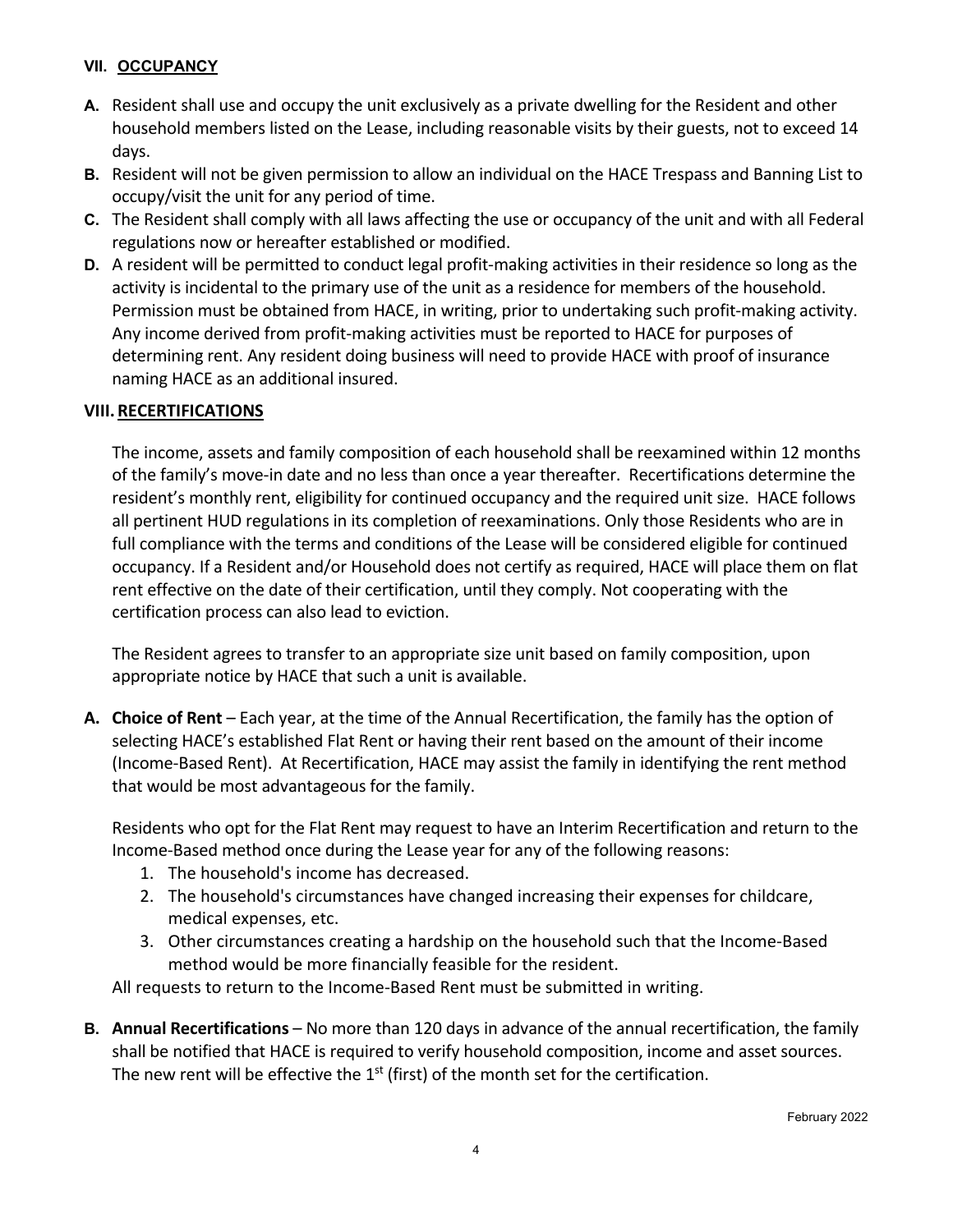## VII. OCCUPANCY

**A.** Resident shall use and occupy the unit exclusively as a private dwelling for the Resident and other household members listed on the Lease, including reasonable visits by their guests, not to exceed 14 days.

**B.** Resident will not be given permission to allow an individual on the HACE Trespass and Banning List to occupy/visit the unit for any period of time.

**C.** The Resident shall comply with all laws affecting the use or occupancy of the unit and with all Federal regulations now or hereafter established or modified.

**D.** A resident will be permitted to conduct legal profit-making activities in their residence so long as the activity is incidental to the primary use of the unit as a residence for members of the household. Permission must be obtained from HACE, in writing, prior to undertaking such profit-making activity. Any income derived from profit-making activities must be reported to HACE for purposes of determining rent. Any resident doing business will need to provide HACE with proof of insurance naming HACE as an additional insured.

## VIII. RECERTIFICATIONS

The income, assets and family composition of each household shall be reexamined within 12 months of the family's move-in date and no less than once a year thereafter. Recertifications determine the resident's monthly rent, eligibility for continued occupancy and the required unit size. HACE follows all pertinent HUD regulations in its completion of reexaminations. Only those Residents who are in full compliance with the terms and conditions of the Lease will be considered eligible for continued occupancy. If a Resident and/or Household does not certify as required, HACE will place them on flat rent effective on the date of their certification, until they comply. Not cooperating with the certification process can also lead to eviction.

The Resident agrees to transfer to an appropriate size unit based on family composition, upon appropriate notice by HACE that such a unit is available.

**A. Choice of Rent** – Each year, at the time of the Annual Recertification, the family has the option of selecting HACE's established Flat Rent or having their rent based on the amount of their income (Income-Based Rent). At Recertification, HACE may assist the family in identifying the rent method that would be most advantageous for the family.

Residents who opt for the Flat Rent may request to have an Interim Recertification and return to the Income-Based method once during the Lease year for any of the following reasons:

1. The household's income has decreased.
2. The household's circumstances have changed increasing their expenses for childcare, medical expenses, etc.
3. Other circumstances creating a hardship on the household such that the Income-Based method would be more financially feasible for the resident.

All requests to return to the Income-Based Rent must be submitted in writing.

**B. Annual Recertifications** – No more than 120 days in advance of the annual recertification, the family shall be notified that HACE is required to verify household composition, income and asset sources. The new rent will be effective the 1st (first) of the month set for the certification.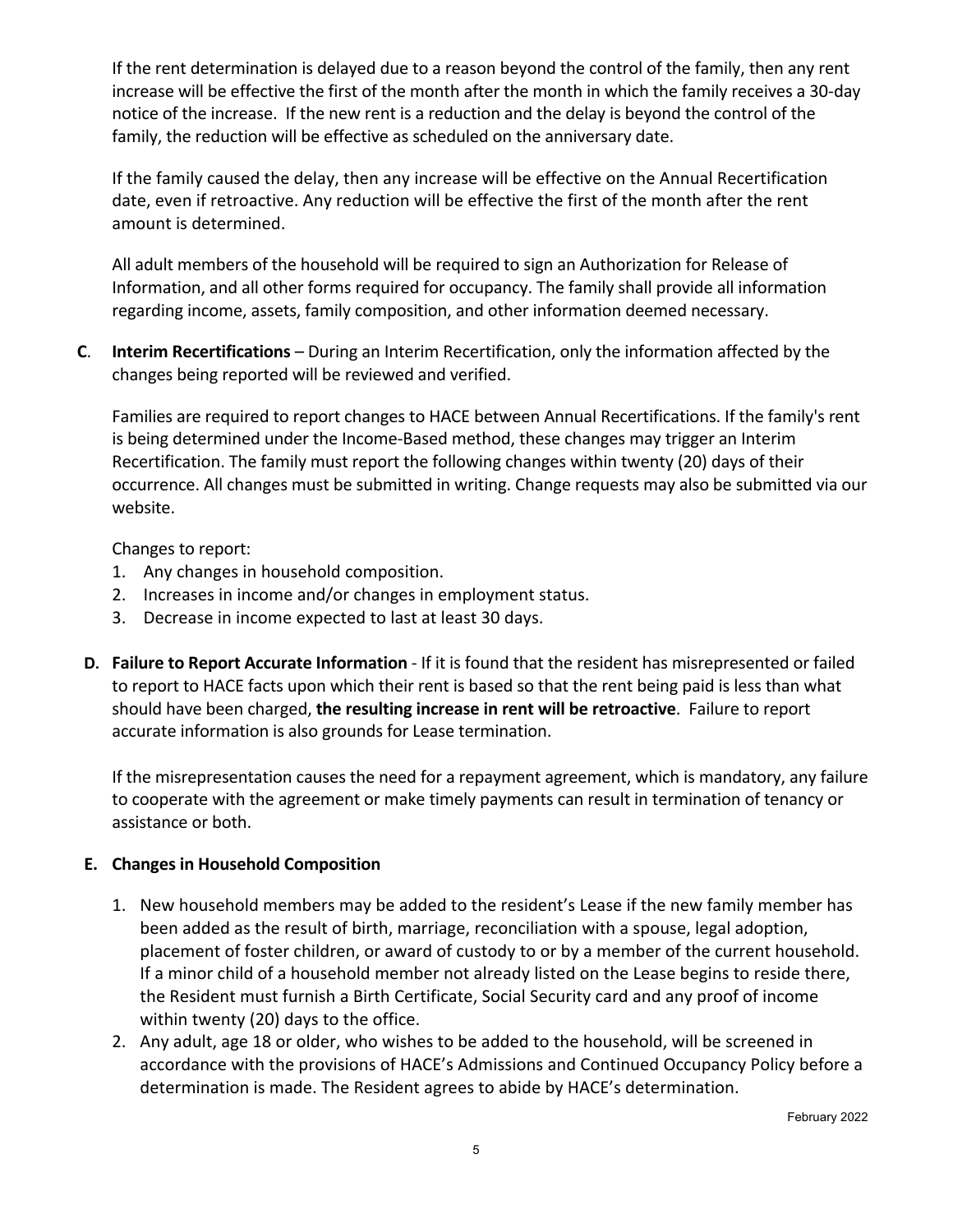If the rent determination is delayed due to a reason beyond the control of the family, then any rent increase will be effective the first of the month after the month in which the family receives a 30-day notice of the increase. If the new rent is a reduction and the delay is beyond the control of the family, the reduction will be effective as scheduled on the anniversary date.

If the family caused the delay, then any increase will be effective on the Annual Recertification date, even if retroactive. Any reduction will be effective the first of the month after the rent amount is determined.

All adult members of the household will be required to sign an Authorization for Release of Information, and all other forms required for occupancy. The family shall provide all information regarding income, assets, family composition, and other information deemed necessary.

**C**. **Interim Recertifications** – During an Interim Recertification, only the information affected by the changes being reported will be reviewed and verified.

Families are required to report changes to HACE between Annual Recertifications. If the family's rent is being determined under the Income-Based method, these changes may trigger an Interim Recertification. The family must report the following changes within twenty (20) days of their occurrence. All changes must be submitted in writing. Change requests may also be submitted via our website.

Changes to report:

1. Any changes in household composition.
2. Increases in income and/or changes in employment status.
3. Decrease in income expected to last at least 30 days.

**D. Failure to Report Accurate Information** - If it is found that the resident has misrepresented or failed to report to HACE facts upon which their rent is based so that the rent being paid is less than what should have been charged, **the resulting increase in rent will be retroactive**. Failure to report accurate information is also grounds for Lease termination.

If the misrepresentation causes the need for a repayment agreement, which is mandatory, any failure to cooperate with the agreement or make timely payments can result in termination of tenancy or assistance or both.

**E. Changes in Household Composition**

1. New household members may be added to the resident's Lease if the new family member has been added as the result of birth, marriage, reconciliation with a spouse, legal adoption, placement of foster children, or award of custody to or by a member of the current household. If a minor child of a household member not already listed on the Lease begins to reside there, the Resident must furnish a Birth Certificate, Social Security card and any proof of income within twenty (20) days to the office.
2. Any adult, age 18 or older, who wishes to be added to the household, will be screened in accordance with the provisions of HACE's Admissions and Continued Occupancy Policy before a determination is made. The Resident agrees to abide by HACE's determination.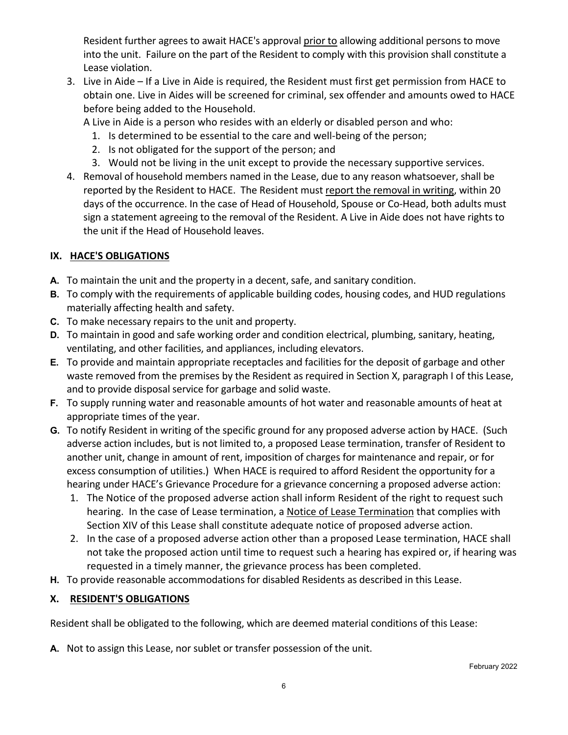Resident further agrees to await HACE's approval <u>prior to</u> allowing additional persons to move into the unit. Failure on the part of the Resident to comply with this provision shall constitute a Lease violation.

3. Live in Aide – If a Live in Aide is required, the Resident must first get permission from HACE to obtain one. Live in Aides will be screened for criminal, sex offender and amounts owed to HACE before being added to the Household.

   A Live in Aide is a person who resides with an elderly or disabled person and who:
   1. Is determined to be essential to the care and well-being of the person;
   2. Is not obligated for the support of the person; and
   3. Would not be living in the unit except to provide the necessary supportive services.
4. Removal of household members named in the Lease, due to any reason whatsoever, shall be reported by the Resident to HACE. The Resident must <u>report the removal in writing</u>, within 20 days of the occurrence. In the case of Head of Household, Spouse or Co-Head, both adults must sign a statement agreeing to the removal of the Resident. A Live in Aide does not have rights to the unit if the Head of Household leaves.

## IX. <u>HACE'S OBLIGATIONS</u>

**A.** To maintain the unit and the property in a decent, safe, and sanitary condition.

**B.** To comply with the requirements of applicable building codes, housing codes, and HUD regulations materially affecting health and safety.

**C.** To make necessary repairs to the unit and property.

**D.** To maintain in good and safe working order and condition electrical, plumbing, sanitary, heating, ventilating, and other facilities, and appliances, including elevators.

**E.** To provide and maintain appropriate receptacles and facilities for the deposit of garbage and other waste removed from the premises by the Resident as required in Section X, paragraph I of this Lease, and to provide disposal service for garbage and solid waste.

**F.** To supply running water and reasonable amounts of hot water and reasonable amounts of heat at appropriate times of the year.

**G.** To notify Resident in writing of the specific ground for any proposed adverse action by HACE. (Such adverse action includes, but is not limited to, a proposed Lease termination, transfer of Resident to another unit, change in amount of rent, imposition of charges for maintenance and repair, or for excess consumption of utilities.) When HACE is required to afford Resident the opportunity for a hearing under HACE's Grievance Procedure for a grievance concerning a proposed adverse action:

1. The Notice of the proposed adverse action shall inform Resident of the right to request such hearing. In the case of Lease termination, a <u>Notice of Lease Termination</u> that complies with Section XIV of this Lease shall constitute adequate notice of proposed adverse action.
2. In the case of a proposed adverse action other than a proposed Lease termination, HACE shall not take the proposed action until time to request such a hearing has expired or, if hearing was requested in a timely manner, the grievance process has been completed.

**H.** To provide reasonable accommodations for disabled Residents as described in this Lease.

## X. <u>RESIDENT'S OBLIGATIONS</u>

Resident shall be obligated to the following, which are deemed material conditions of this Lease:

**A.** Not to assign this Lease, nor sublet or transfer possession of the unit.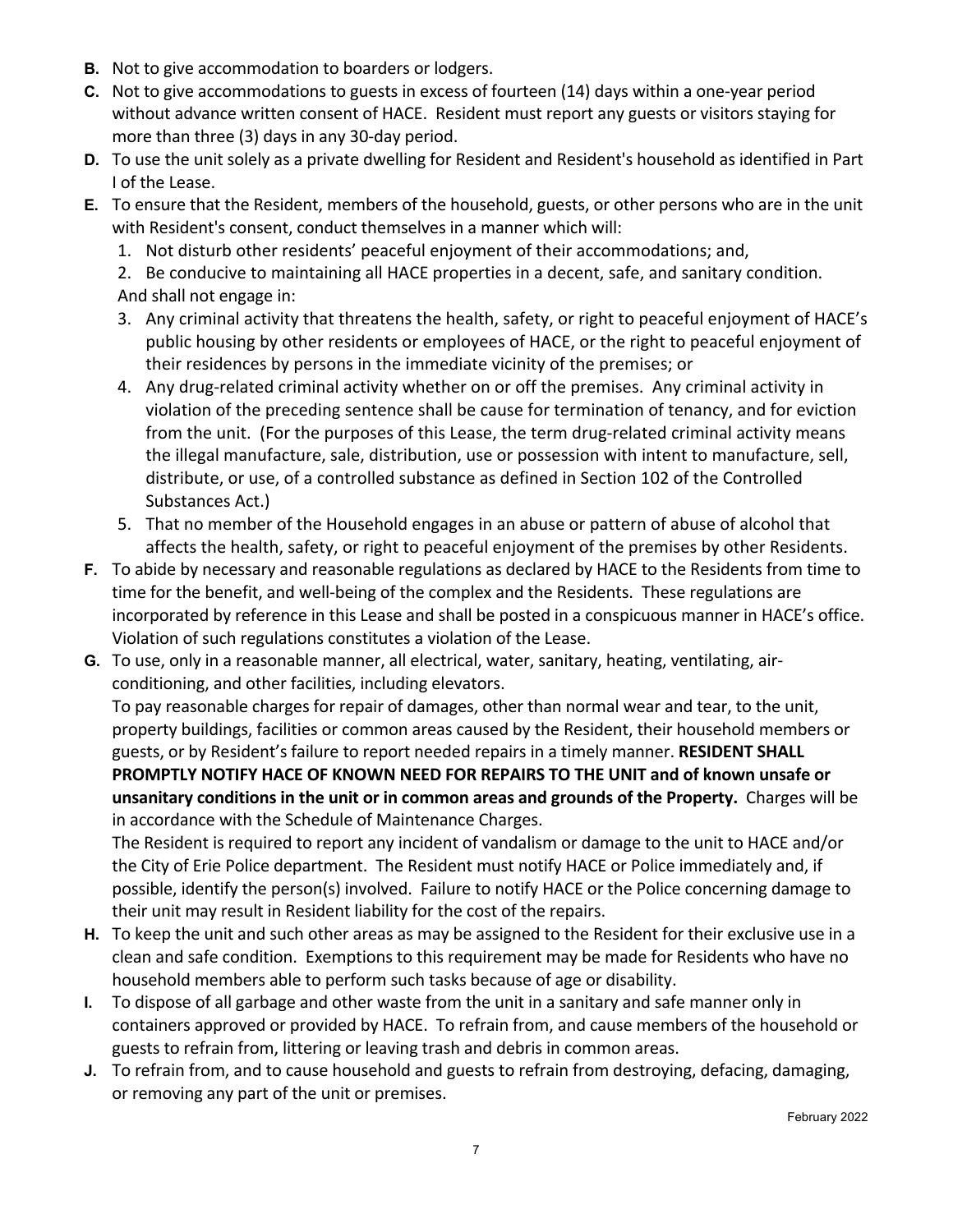**B.** Not to give accommodation to boarders or lodgers.

**C.** Not to give accommodations to guests in excess of fourteen (14) days within a one-year period without advance written consent of HACE. Resident must report any guests or visitors staying for more than three (3) days in any 30-day period.

**D.** To use the unit solely as a private dwelling for Resident and Resident's household as identified in Part I of the Lease.

**E.** To ensure that the Resident, members of the household, guests, or other persons who are in the unit with Resident's consent, conduct themselves in a manner which will:

1. Not disturb other residents' peaceful enjoyment of their accommodations; and,
2. Be conducive to maintaining all HACE properties in a decent, safe, and sanitary condition.

And shall not engage in:

3. Any criminal activity that threatens the health, safety, or right to peaceful enjoyment of HACE's public housing by other residents or employees of HACE, or the right to peaceful enjoyment of their residences by persons in the immediate vicinity of the premises; or
4. Any drug-related criminal activity whether on or off the premises. Any criminal activity in violation of the preceding sentence shall be cause for termination of tenancy, and for eviction from the unit. (For the purposes of this Lease, the term drug-related criminal activity means the illegal manufacture, sale, distribution, use or possession with intent to manufacture, sell, distribute, or use, of a controlled substance as defined in Section 102 of the Controlled Substances Act.)
5. That no member of the Household engages in an abuse or pattern of abuse of alcohol that affects the health, safety, or right to peaceful enjoyment of the premises by other Residents.

**F.** To abide by necessary and reasonable regulations as declared by HACE to the Residents from time to time for the benefit, and well-being of the complex and the Residents. These regulations are incorporated by reference in this Lease and shall be posted in a conspicuous manner in HACE's office. Violation of such regulations constitutes a violation of the Lease.

**G.** To use, only in a reasonable manner, all electrical, water, sanitary, heating, ventilating, air-conditioning, and other facilities, including elevators.

To pay reasonable charges for repair of damages, other than normal wear and tear, to the unit, property buildings, facilities or common areas caused by the Resident, their household members or guests, or by Resident's failure to report needed repairs in a timely manner. **RESIDENT SHALL PROMPTLY NOTIFY HACE OF KNOWN NEED FOR REPAIRS TO THE UNIT and of known unsafe or unsanitary conditions in the unit or in common areas and grounds of the Property.** Charges will be in accordance with the Schedule of Maintenance Charges.

The Resident is required to report any incident of vandalism or damage to the unit to HACE and/or the City of Erie Police department. The Resident must notify HACE or Police immediately and, if possible, identify the person(s) involved. Failure to notify HACE or the Police concerning damage to their unit may result in Resident liability for the cost of the repairs.

**H.** To keep the unit and such other areas as may be assigned to the Resident for their exclusive use in a clean and safe condition. Exemptions to this requirement may be made for Residents who have no household members able to perform such tasks because of age or disability.

**I.** To dispose of all garbage and other waste from the unit in a sanitary and safe manner only in containers approved or provided by HACE. To refrain from, and cause members of the household or guests to refrain from, littering or leaving trash and debris in common areas.

**J.** To refrain from, and to cause household and guests to refrain from destroying, defacing, damaging, or removing any part of the unit or premises.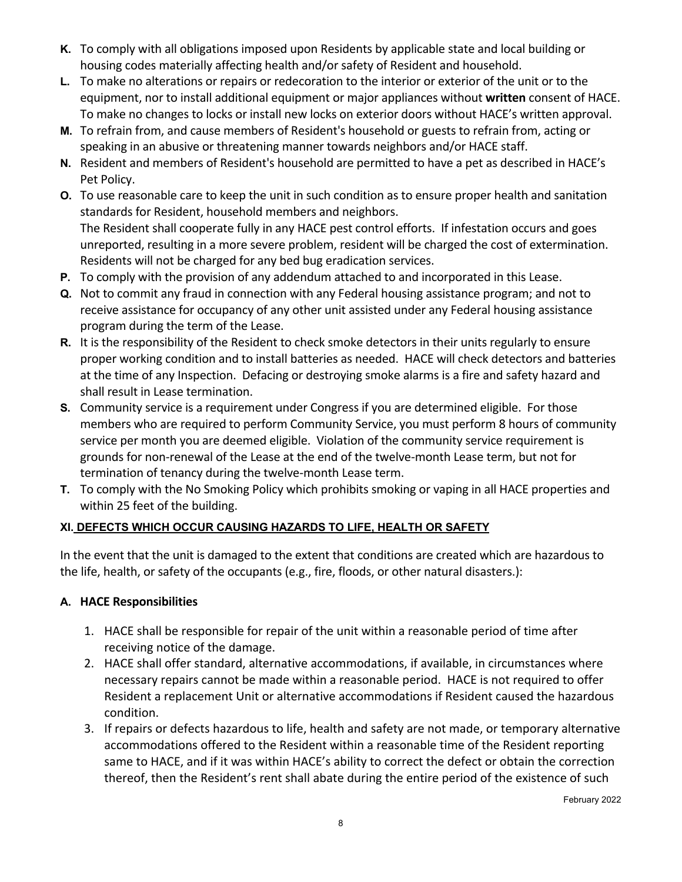**K.** To comply with all obligations imposed upon Residents by applicable state and local building or housing codes materially affecting health and/or safety of Resident and household.

**L.** To make no alterations or repairs or redecoration to the interior or exterior of the unit or to the equipment, nor to install additional equipment or major appliances without **written** consent of HACE. To make no changes to locks or install new locks on exterior doors without HACE's written approval.

**M.** To refrain from, and cause members of Resident's household or guests to refrain from, acting or speaking in an abusive or threatening manner towards neighbors and/or HACE staff.

**N.** Resident and members of Resident's household are permitted to have a pet as described in HACE's Pet Policy.

**O.** To use reasonable care to keep the unit in such condition as to ensure proper health and sanitation standards for Resident, household members and neighbors.
The Resident shall cooperate fully in any HACE pest control efforts. If infestation occurs and goes unreported, resulting in a more severe problem, resident will be charged the cost of extermination. Residents will not be charged for any bed bug eradication services.

**P.** To comply with the provision of any addendum attached to and incorporated in this Lease.

**Q.** Not to commit any fraud in connection with any Federal housing assistance program; and not to receive assistance for occupancy of any other unit assisted under any Federal housing assistance program during the term of the Lease.

**R.** It is the responsibility of the Resident to check smoke detectors in their units regularly to ensure proper working condition and to install batteries as needed. HACE will check detectors and batteries at the time of any Inspection. Defacing or destroying smoke alarms is a fire and safety hazard and shall result in Lease termination.

**S.** Community service is a requirement under Congress if you are determined eligible. For those members who are required to perform Community Service, you must perform 8 hours of community service per month you are deemed eligible. Violation of the community service requirement is grounds for non-renewal of the Lease at the end of the twelve-month Lease term, but not for termination of tenancy during the twelve-month Lease term.

**T.** To comply with the No Smoking Policy which prohibits smoking or vaping in all HACE properties and within 25 feet of the building.

## XI. DEFECTS WHICH OCCUR CAUSING HAZARDS TO LIFE, HEALTH OR SAFETY

In the event that the unit is damaged to the extent that conditions are created which are hazardous to the life, health, or safety of the occupants (e.g., fire, floods, or other natural disasters.):

### A. HACE Responsibilities

1. HACE shall be responsible for repair of the unit within a reasonable period of time after receiving notice of the damage.
2. HACE shall offer standard, alternative accommodations, if available, in circumstances where necessary repairs cannot be made within a reasonable period. HACE is not required to offer Resident a replacement Unit or alternative accommodations if Resident caused the hazardous condition.
3. If repairs or defects hazardous to life, health and safety are not made, or temporary alternative accommodations offered to the Resident within a reasonable time of the Resident reporting same to HACE, and if it was within HACE's ability to correct the defect or obtain the correction thereof, then the Resident's rent shall abate during the entire period of the existence of such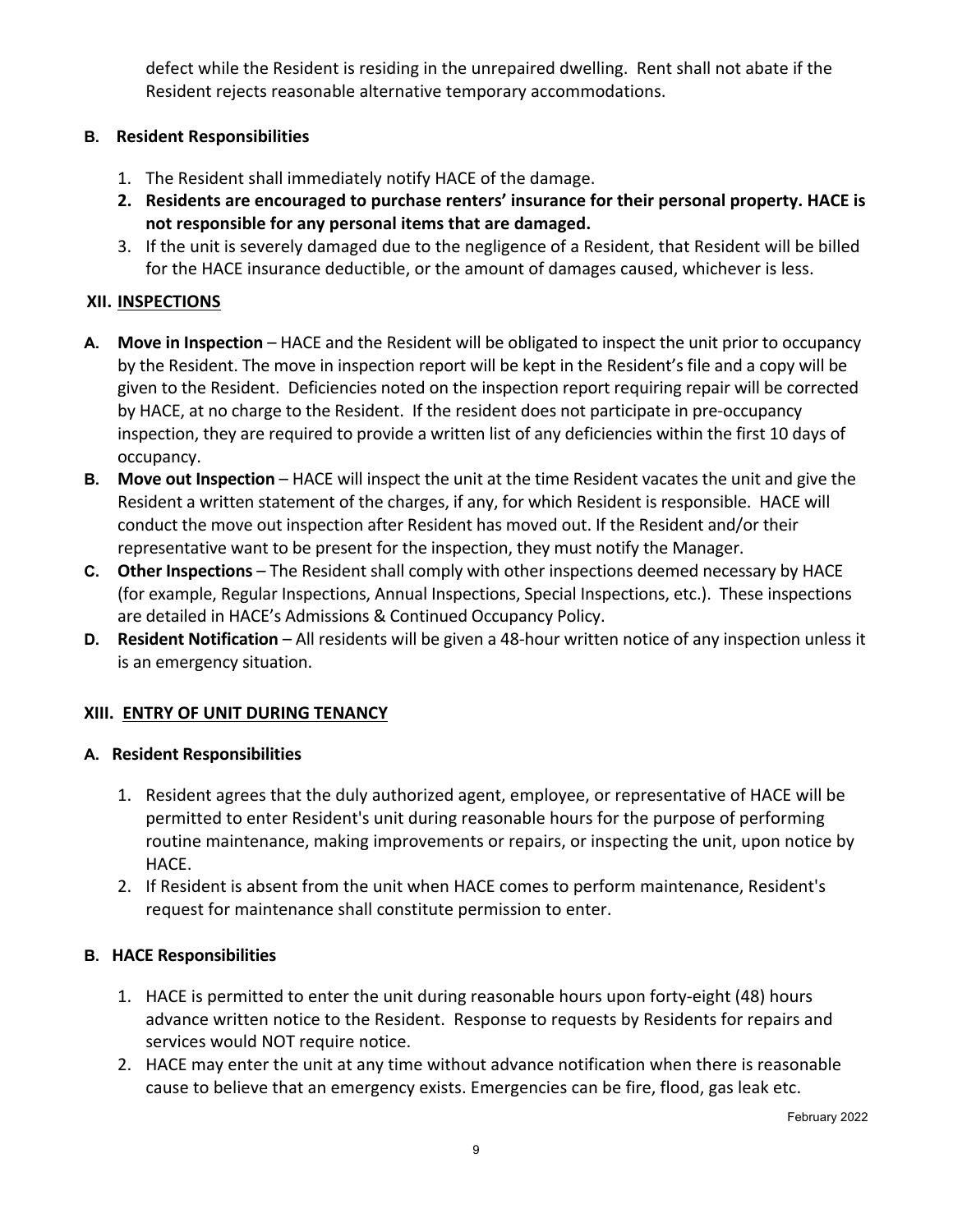defect while the Resident is residing in the unrepaired dwelling. Rent shall not abate if the Resident rejects reasonable alternative temporary accommodations.

**B. Resident Responsibilities**

1. The Resident shall immediately notify HACE of the damage.
2. **Residents are encouraged to purchase renters' insurance for their personal property. HACE is not responsible for any personal items that are damaged.**
3. If the unit is severely damaged due to the negligence of a Resident, that Resident will be billed for the HACE insurance deductible, or the amount of damages caused, whichever is less.

## XII. INSPECTIONS

**A. Move in Inspection** – HACE and the Resident will be obligated to inspect the unit prior to occupancy by the Resident. The move in inspection report will be kept in the Resident's file and a copy will be given to the Resident. Deficiencies noted on the inspection report requiring repair will be corrected by HACE, at no charge to the Resident. If the resident does not participate in pre-occupancy inspection, they are required to provide a written list of any deficiencies within the first 10 days of occupancy.

**B. Move out Inspection** – HACE will inspect the unit at the time Resident vacates the unit and give the Resident a written statement of the charges, if any, for which Resident is responsible. HACE will conduct the move out inspection after Resident has moved out. If the Resident and/or their representative want to be present for the inspection, they must notify the Manager.

**C. Other Inspections** – The Resident shall comply with other inspections deemed necessary by HACE (for example, Regular Inspections, Annual Inspections, Special Inspections, etc.). These inspections are detailed in HACE's Admissions & Continued Occupancy Policy.

**D. Resident Notification** – All residents will be given a 48-hour written notice of any inspection unless it is an emergency situation.

## XIII. ENTRY OF UNIT DURING TENANCY

**A. Resident Responsibilities**

1. Resident agrees that the duly authorized agent, employee, or representative of HACE will be permitted to enter Resident's unit during reasonable hours for the purpose of performing routine maintenance, making improvements or repairs, or inspecting the unit, upon notice by HACE.
2. If Resident is absent from the unit when HACE comes to perform maintenance, Resident's request for maintenance shall constitute permission to enter.

**B. HACE Responsibilities**

1. HACE is permitted to enter the unit during reasonable hours upon forty-eight (48) hours advance written notice to the Resident. Response to requests by Residents for repairs and services would NOT require notice.
2. HACE may enter the unit at any time without advance notification when there is reasonable cause to believe that an emergency exists. Emergencies can be fire, flood, gas leak etc.

February 2022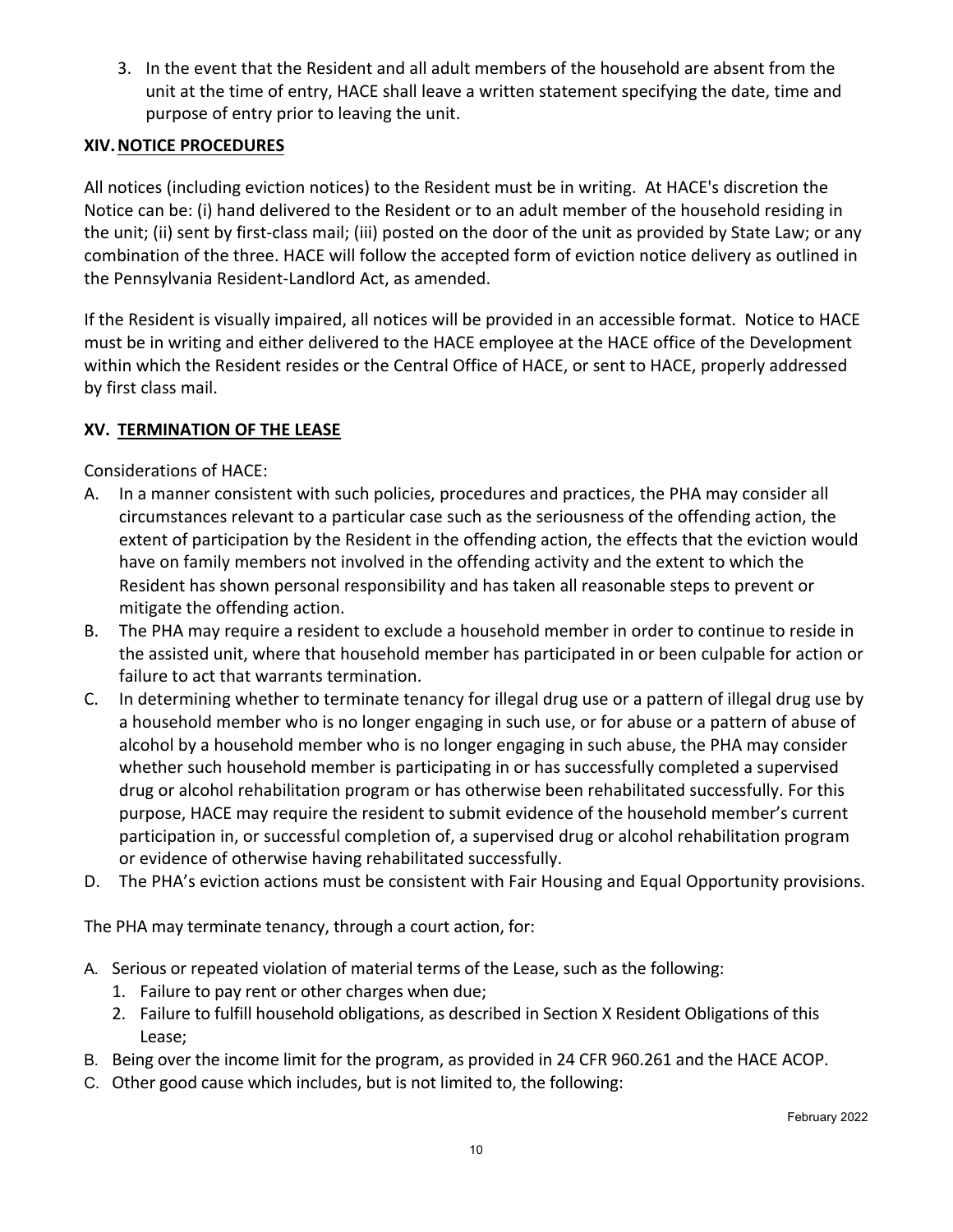3. In the event that the Resident and all adult members of the household are absent from the unit at the time of entry, HACE shall leave a written statement specifying the date, time and purpose of entry prior to leaving the unit.

## XIV. NOTICE PROCEDURES

All notices (including eviction notices) to the Resident must be in writing. At HACE's discretion the Notice can be: (i) hand delivered to the Resident or to an adult member of the household residing in the unit; (ii) sent by first-class mail; (iii) posted on the door of the unit as provided by State Law; or any combination of the three. HACE will follow the accepted form of eviction notice delivery as outlined in the Pennsylvania Resident-Landlord Act, as amended.

If the Resident is visually impaired, all notices will be provided in an accessible format. Notice to HACE must be in writing and either delivered to the HACE employee at the HACE office of the Development within which the Resident resides or the Central Office of HACE, or sent to HACE, properly addressed by first class mail.

## XV. TERMINATION OF THE LEASE

Considerations of HACE:

A. In a manner consistent with such policies, procedures and practices, the PHA may consider all circumstances relevant to a particular case such as the seriousness of the offending action, the extent of participation by the Resident in the offending action, the effects that the eviction would have on family members not involved in the offending activity and the extent to which the Resident has shown personal responsibility and has taken all reasonable steps to prevent or mitigate the offending action.

B. The PHA may require a resident to exclude a household member in order to continue to reside in the assisted unit, where that household member has participated in or been culpable for action or failure to act that warrants termination.

C. In determining whether to terminate tenancy for illegal drug use or a pattern of illegal drug use by a household member who is no longer engaging in such use, or for abuse or a pattern of abuse of alcohol by a household member who is no longer engaging in such abuse, the PHA may consider whether such household member is participating in or has successfully completed a supervised drug or alcohol rehabilitation program or has otherwise been rehabilitated successfully. For this purpose, HACE may require the resident to submit evidence of the household member's current participation in, or successful completion of, a supervised drug or alcohol rehabilitation program or evidence of otherwise having rehabilitated successfully.

D. The PHA's eviction actions must be consistent with Fair Housing and Equal Opportunity provisions.

The PHA may terminate tenancy, through a court action, for:

A. Serious or repeated violation of material terms of the Lease, such as the following:
   1. Failure to pay rent or other charges when due;
   2. Failure to fulfill household obligations, as described in Section X Resident Obligations of this Lease;

B. Being over the income limit for the program, as provided in 24 CFR 960.261 and the HACE ACOP.

C. Other good cause which includes, but is not limited to, the following:

February 2022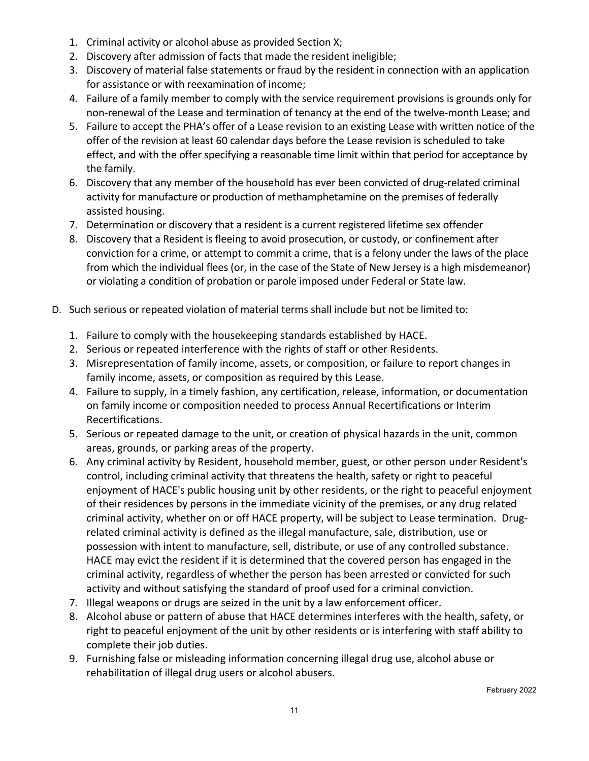1. Criminal activity or alcohol abuse as provided Section X;
2. Discovery after admission of facts that made the resident ineligible;
3. Discovery of material false statements or fraud by the resident in connection with an application for assistance or with reexamination of income;
4. Failure of a family member to comply with the service requirement provisions is grounds only for non-renewal of the Lease and termination of tenancy at the end of the twelve-month Lease; and
5. Failure to accept the PHA's offer of a Lease revision to an existing Lease with written notice of the offer of the revision at least 60 calendar days before the Lease revision is scheduled to take effect, and with the offer specifying a reasonable time limit within that period for acceptance by the family.
6. Discovery that any member of the household has ever been convicted of drug-related criminal activity for manufacture or production of methamphetamine on the premises of federally assisted housing.
7. Determination or discovery that a resident is a current registered lifetime sex offender
8. Discovery that a Resident is fleeing to avoid prosecution, or custody, or confinement after conviction for a crime, or attempt to commit a crime, that is a felony under the laws of the place from which the individual flees (or, in the case of the State of New Jersey is a high misdemeanor) or violating a condition of probation or parole imposed under Federal or State law.

D. Such serious or repeated violation of material terms shall include but not be limited to:

1. Failure to comply with the housekeeping standards established by HACE.
2. Serious or repeated interference with the rights of staff or other Residents.
3. Misrepresentation of family income, assets, or composition, or failure to report changes in family income, assets, or composition as required by this Lease.
4. Failure to supply, in a timely fashion, any certification, release, information, or documentation on family income or composition needed to process Annual Recertifications or Interim Recertifications.
5. Serious or repeated damage to the unit, or creation of physical hazards in the unit, common areas, grounds, or parking areas of the property.
6. Any criminal activity by Resident, household member, guest, or other person under Resident's control, including criminal activity that threatens the health, safety or right to peaceful enjoyment of HACE's public housing unit by other residents, or the right to peaceful enjoyment of their residences by persons in the immediate vicinity of the premises, or any drug related criminal activity, whether on or off HACE property, will be subject to Lease termination. Drug-related criminal activity is defined as the illegal manufacture, sale, distribution, use or possession with intent to manufacture, sell, distribute, or use of any controlled substance. HACE may evict the resident if it is determined that the covered person has engaged in the criminal activity, regardless of whether the person has been arrested or convicted for such activity and without satisfying the standard of proof used for a criminal conviction.
7. Illegal weapons or drugs are seized in the unit by a law enforcement officer.
8. Alcohol abuse or pattern of abuse that HACE determines interferes with the health, safety, or right to peaceful enjoyment of the unit by other residents or is interfering with staff ability to complete their job duties.
9. Furnishing false or misleading information concerning illegal drug use, alcohol abuse or rehabilitation of illegal drug users or alcohol abusers.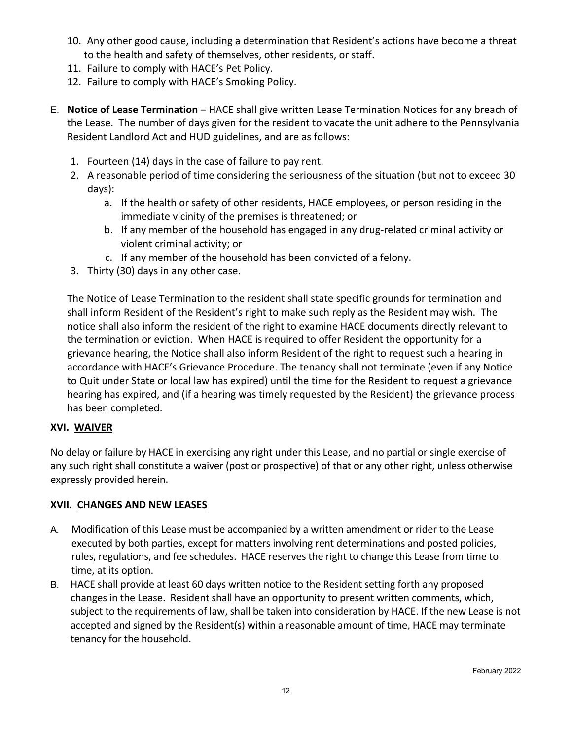10. Any other good cause, including a determination that Resident's actions have become a threat to the health and safety of themselves, other residents, or staff.
11. Failure to comply with HACE's Pet Policy.
12. Failure to comply with HACE's Smoking Policy.

E. **Notice of Lease Termination** – HACE shall give written Lease Termination Notices for any breach of the Lease. The number of days given for the resident to vacate the unit adhere to the Pennsylvania Resident Landlord Act and HUD guidelines, and are as follows:

   1. Fourteen (14) days in the case of failure to pay rent.
   2. A reasonable period of time considering the seriousness of the situation (but not to exceed 30 days):
      a. If the health or safety of other residents, HACE employees, or person residing in the immediate vicinity of the premises is threatened; or
      b. If any member of the household has engaged in any drug-related criminal activity or violent criminal activity; or
      c. If any member of the household has been convicted of a felony.
   3. Thirty (30) days in any other case.

   The Notice of Lease Termination to the resident shall state specific grounds for termination and shall inform Resident of the Resident's right to make such reply as the Resident may wish. The notice shall also inform the resident of the right to examine HACE documents directly relevant to the termination or eviction. When HACE is required to offer Resident the opportunity for a grievance hearing, the Notice shall also inform Resident of the right to request such a hearing in accordance with HACE's Grievance Procedure. The tenancy shall not terminate (even if any Notice to Quit under State or local law has expired) until the time for the Resident to request a grievance hearing has expired, and (if a hearing was timely requested by the Resident) the grievance process has been completed.

## XVI. WAIVER

No delay or failure by HACE in exercising any right under this Lease, and no partial or single exercise of any such right shall constitute a waiver (post or prospective) of that or any other right, unless otherwise expressly provided herein.

## XVII. CHANGES AND NEW LEASES

A. Modification of this Lease must be accompanied by a written amendment or rider to the Lease executed by both parties, except for matters involving rent determinations and posted policies, rules, regulations, and fee schedules. HACE reserves the right to change this Lease from time to time, at its option.

B. HACE shall provide at least 60 days written notice to the Resident setting forth any proposed changes in the Lease. Resident shall have an opportunity to present written comments, which, subject to the requirements of law, shall be taken into consideration by HACE. If the new Lease is not accepted and signed by the Resident(s) within a reasonable amount of time, HACE may terminate tenancy for the household.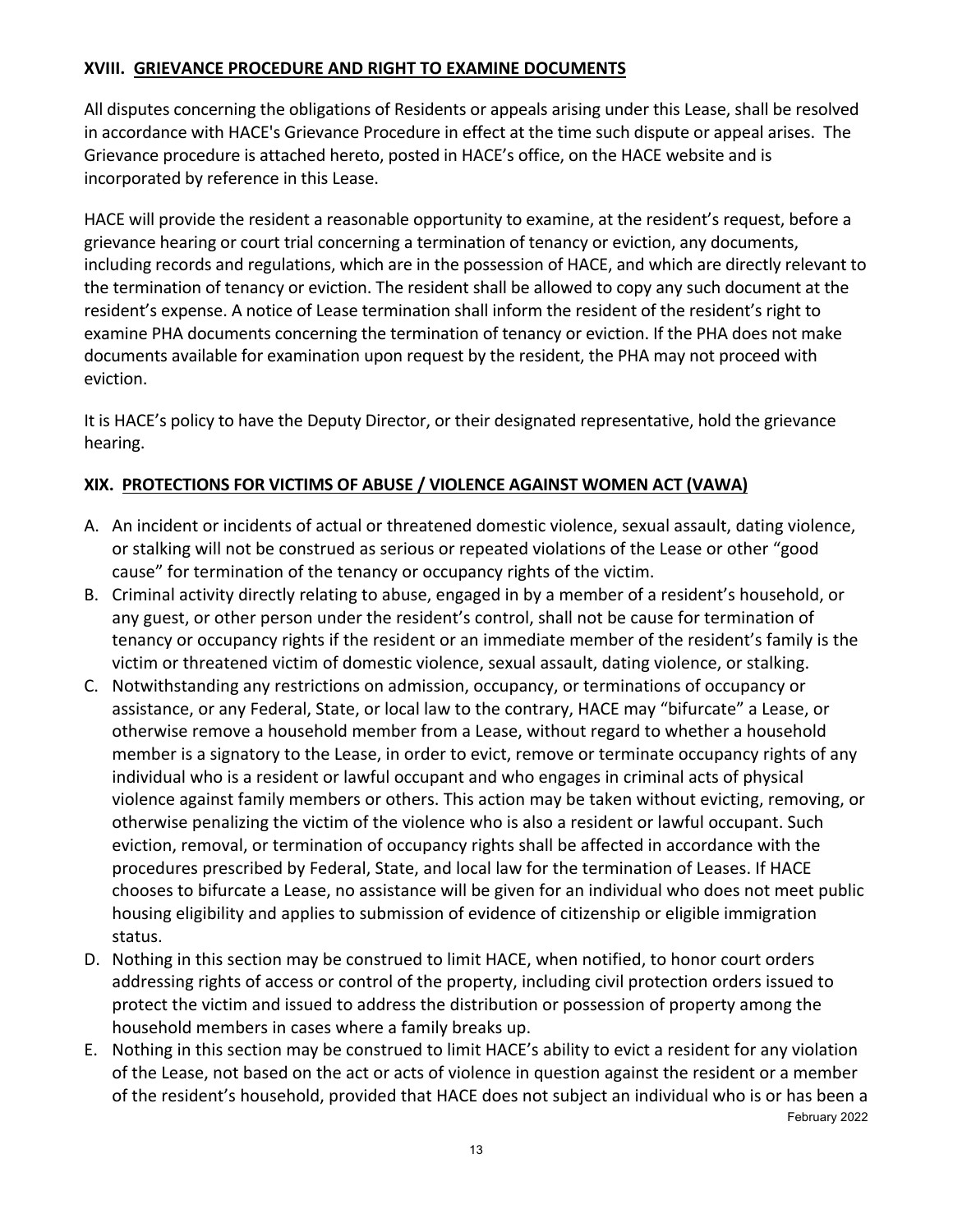## XVIII. GRIEVANCE PROCEDURE AND RIGHT TO EXAMINE DOCUMENTS

All disputes concerning the obligations of Residents or appeals arising under this Lease, shall be resolved in accordance with HACE's Grievance Procedure in effect at the time such dispute or appeal arises. The Grievance procedure is attached hereto, posted in HACE's office, on the HACE website and is incorporated by reference in this Lease.

HACE will provide the resident a reasonable opportunity to examine, at the resident's request, before a grievance hearing or court trial concerning a termination of tenancy or eviction, any documents, including records and regulations, which are in the possession of HACE, and which are directly relevant to the termination of tenancy or eviction. The resident shall be allowed to copy any such document at the resident's expense. A notice of Lease termination shall inform the resident of the resident's right to examine PHA documents concerning the termination of tenancy or eviction. If the PHA does not make documents available for examination upon request by the resident, the PHA may not proceed with eviction.

It is HACE's policy to have the Deputy Director, or their designated representative, hold the grievance hearing.

## XIX. PROTECTIONS FOR VICTIMS OF ABUSE / VIOLENCE AGAINST WOMEN ACT (VAWA)

A. An incident or incidents of actual or threatened domestic violence, sexual assault, dating violence, or stalking will not be construed as serious or repeated violations of the Lease or other "good cause" for termination of the tenancy or occupancy rights of the victim.
B. Criminal activity directly relating to abuse, engaged in by a member of a resident's household, or any guest, or other person under the resident's control, shall not be cause for termination of tenancy or occupancy rights if the resident or an immediate member of the resident's family is the victim or threatened victim of domestic violence, sexual assault, dating violence, or stalking.
C. Notwithstanding any restrictions on admission, occupancy, or terminations of occupancy or assistance, or any Federal, State, or local law to the contrary, HACE may "bifurcate" a Lease, or otherwise remove a household member from a Lease, without regard to whether a household member is a signatory to the Lease, in order to evict, remove or terminate occupancy rights of any individual who is a resident or lawful occupant and who engages in criminal acts of physical violence against family members or others. This action may be taken without evicting, removing, or otherwise penalizing the victim of the violence who is also a resident or lawful occupant. Such eviction, removal, or termination of occupancy rights shall be affected in accordance with the procedures prescribed by Federal, State, and local law for the termination of Leases. If HACE chooses to bifurcate a Lease, no assistance will be given for an individual who does not meet public housing eligibility and applies to submission of evidence of citizenship or eligible immigration status.
D. Nothing in this section may be construed to limit HACE, when notified, to honor court orders addressing rights of access or control of the property, including civil protection orders issued to protect the victim and issued to address the distribution or possession of property among the household members in cases where a family breaks up.
E. Nothing in this section may be construed to limit HACE's ability to evict a resident for any violation of the Lease, not based on the act or acts of violence in question against the resident or a member of the resident's household, provided that HACE does not subject an individual who is or has been a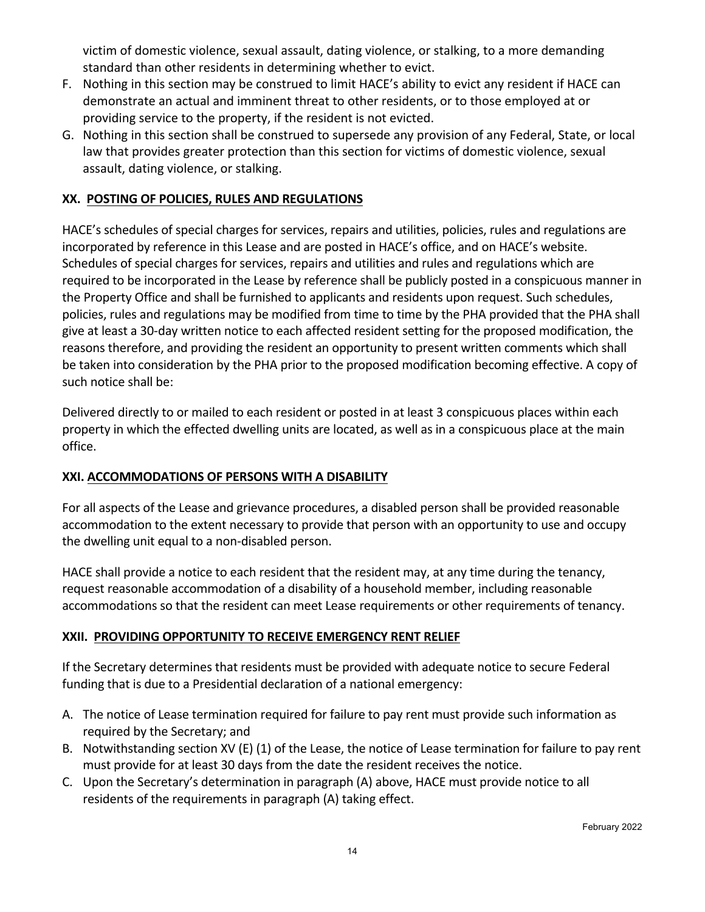victim of domestic violence, sexual assault, dating violence, or stalking, to a more demanding standard than other residents in determining whether to evict.

F. Nothing in this section may be construed to limit HACE's ability to evict any resident if HACE can demonstrate an actual and imminent threat to other residents, or to those employed at or providing service to the property, if the resident is not evicted.
G. Nothing in this section shall be construed to supersede any provision of any Federal, State, or local law that provides greater protection than this section for victims of domestic violence, sexual assault, dating violence, or stalking.

## XX. POSTING OF POLICIES, RULES AND REGULATIONS

HACE's schedules of special charges for services, repairs and utilities, policies, rules and regulations are incorporated by reference in this Lease and are posted in HACE's office, and on HACE's website. Schedules of special charges for services, repairs and utilities and rules and regulations which are required to be incorporated in the Lease by reference shall be publicly posted in a conspicuous manner in the Property Office and shall be furnished to applicants and residents upon request. Such schedules, policies, rules and regulations may be modified from time to time by the PHA provided that the PHA shall give at least a 30-day written notice to each affected resident setting for the proposed modification, the reasons therefore, and providing the resident an opportunity to present written comments which shall be taken into consideration by the PHA prior to the proposed modification becoming effective. A copy of such notice shall be:

Delivered directly to or mailed to each resident or posted in at least 3 conspicuous places within each property in which the effected dwelling units are located, as well as in a conspicuous place at the main office.

## XXI. ACCOMMODATIONS OF PERSONS WITH A DISABILITY

For all aspects of the Lease and grievance procedures, a disabled person shall be provided reasonable accommodation to the extent necessary to provide that person with an opportunity to use and occupy the dwelling unit equal to a non-disabled person.

HACE shall provide a notice to each resident that the resident may, at any time during the tenancy, request reasonable accommodation of a disability of a household member, including reasonable accommodations so that the resident can meet Lease requirements or other requirements of tenancy.

## XXII. PROVIDING OPPORTUNITY TO RECEIVE EMERGENCY RENT RELIEF

If the Secretary determines that residents must be provided with adequate notice to secure Federal funding that is due to a Presidential declaration of a national emergency:

A. The notice of Lease termination required for failure to pay rent must provide such information as required by the Secretary; and
B. Notwithstanding section XV (E) (1) of the Lease, the notice of Lease termination for failure to pay rent must provide for at least 30 days from the date the resident receives the notice.
C. Upon the Secretary's determination in paragraph (A) above, HACE must provide notice to all residents of the requirements in paragraph (A) taking effect.

February 2022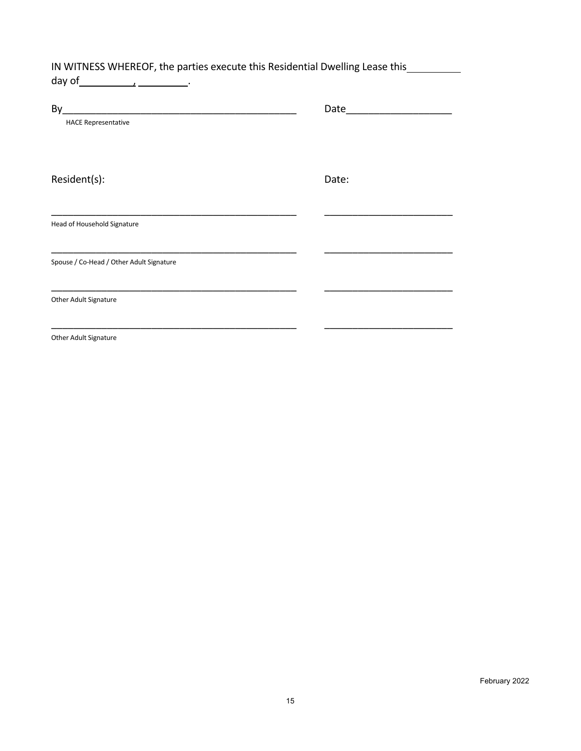IN WITNESS WHEREOF, the parties execute this Residential Dwelling Lease this __________ day of __________, __________.

By_____________________________________________ Date___________________

HACE Representative

Resident(s): Date:

_____________________________________________ _________________________

Head of Household Signature

_____________________________________________ _________________________

Spouse / Co-Head / Other Adult Signature

_____________________________________________ _________________________

Other Adult Signature

_____________________________________________ _________________________

Other Adult Signature

February 2022